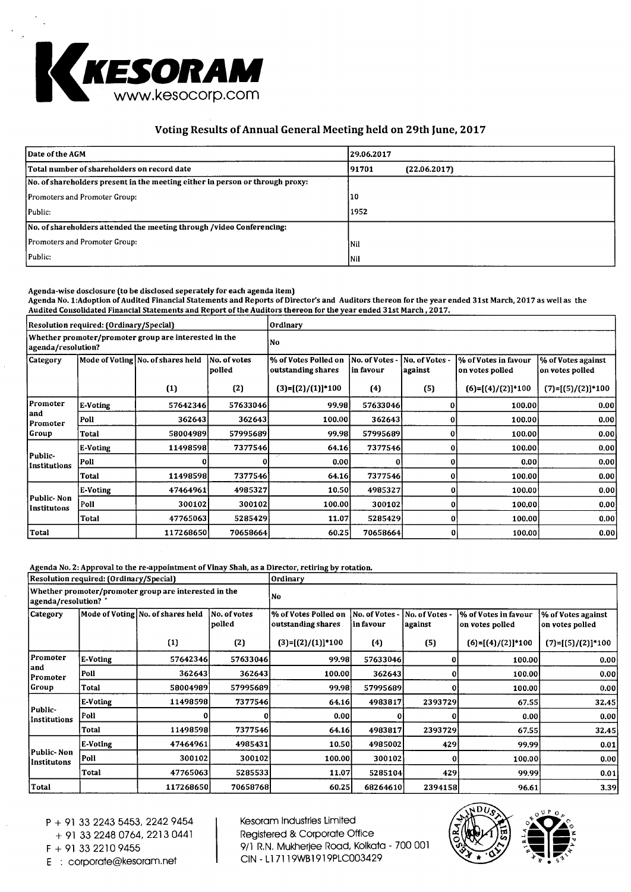KESORAM
www.kesocorp.com

## Voting Results of Annual General Meeting held on 29th June, 2017

| | |
|---|---|
| Date of the AGM | 29.06.2017 |
| Total number of shareholders on record date | 91701 (22.06.2017) |
| No. of shareholders present in the meeting either in person or through proxy: | |
| Promoters and Promoter Group: | 10 |
| Public: | 1952 |
| No. of shareholders attended the meeting through /video Conferencing: | |
| Promoters and Promoter Group: | Nil |
| Public: | Nil |

**Agenda-wise dosclosure (to be disclosed seperately for each agenda item)**

**Agenda No. 1:Adoption of Audited Financial Statements and Reports of Director's and Auditors thereon for the year ended 31st March, 2017 as well as the Audited Consolidated Financial Statements and Report of the Auditors thereon for the year ended 31st March , 2017.**

| Resolution required: (Ordinary/Special) | | | | Ordinary | | | | |
|---|---|---|---|---|---|---|---|---|
| Whether promoter/promoter group are interested in the agenda/resolution? | | | | No | | | | |
| Category | Mode of Voting | No. of shares held | No. of votes polled | % of Votes Polled on outstanding shares | No. of Votes - in favour | No. of Votes - against | % of Votes in favour on votes polled | % of Votes against on votes polled |
| | | (1) | (2) | (3)=[(2)/(1)]*100 | (4) | (5) | (6)=[(4)/(2)]*100 | (7)=[(5)/(2)]*100 |
| Promoter and Promoter Group | E-Voting | 57642346 | 57633046 | 99.98 | 57633046 | 0 | 100.00 | 0.00 |
| | Poll | 362643 | 362643 | 100.00 | 362643 | 0 | 100.00 | 0.00 |
| | Total | 58004989 | 57995689 | 99.98 | 57995689 | 0 | 100.00 | 0.00 |
| Public-Institutions | E-Voting | 11498598 | 7377546 | 64.16 | 7377546 | 0 | 100.00 | 0.00 |
| | Poll | 0 | 0 | 0.00 | 0 | 0 | 0.00 | 0.00 |
| | Total | 11498598 | 7377546 | 64.16 | 7377546 | 0 | 100.00 | 0.00 |
| Public- Non Institutons | E-Voting | 47464961 | 4985327 | 10.50 | 4985327 | 0 | 100.00 | 0.00 |
| | Poll | 300102 | 300102 | 100.00 | 300102 | 0 | 100.00 | 0.00 |
| | Total | 47765063 | 5285429 | 11.07 | 5285429 | 0 | 100.00 | 0.00 |
| Total | | 117268650 | 70658664 | 60.25 | 70658664 | 0 | 100.00 | 0.00 |

**Agenda No. 2: Approval to the re-appointment of Vinay Shah, as a Director, retiring by rotation.**

| Resolution required: (Ordinary/Special) | | | | Ordinary | | | | |
|---|---|---|---|---|---|---|---|---|
| Whether promoter/promoter group are interested in the agenda/resolution? | | | | No | | | | |
| Category | Mode of Voting | No. of shares held | No. of votes polled | % of Votes Polled on outstanding shares | No. of Votes - in favour | No. of Votes - against | % of Votes in favour on votes polled | % of Votes against on votes polled |
| | | (1) | (2) | (3)=[(2)/(1)]*100 | (4) | (5) | (6)=[(4)/(2)]*100 | (7)=[(5)/(2)]*100 |
| Promoter and Promoter Group | E-Voting | 57642346 | 57633046 | 99.98 | 57633046 | 0 | 100.00 | 0.00 |
| | Poll | 362643 | 362643 | 100.00 | 362643 | 0 | 100.00 | 0.00 |
| | Total | 58004989 | 57995689 | 99.98 | 57995689 | 0 | 100.00 | 0.00 |
| Public-Institutions | E-Voting | 11498598 | 7377546 | 64.16 | 4983817 | 2393729 | 67.55 | 32.45 |
| | Poll | 0 | 0 | 0.00 | 0 | 0 | 0.00 | 0.00 |
| | Total | 11498598 | 7377546 | 64.16 | 4983817 | 2393729 | 67.55 | 32.45 |
| Public- Non Institutons | E-Voting | 47464961 | 4985431 | 10.50 | 4985002 | 429 | 99.99 | 0.01 |
| | Poll | 300102 | 300102 | 100.00 | 300102 | 0 | 100.00 | 0.00 |
| | Total | 47765063 | 5285533 | 11.07 | 5285104 | 429 | 99.99 | 0.01 |
| Total | | 117268650 | 70658768 | 60.25 | 68264610 | 2394158 | 96.61 | 3.39 |

P + 91 33 2243 5453, 2242 9454
+ 91 33 2248 0764, 2213 0441
F + 91 33 2210 9455
E : corporate@kesoram.net

Kesoram Industries Limited
Registered & Corporate Office
9/1 R.N. Mukherjee Road, Kolkata - 700 001
CIN - L17119WB1919PLC003429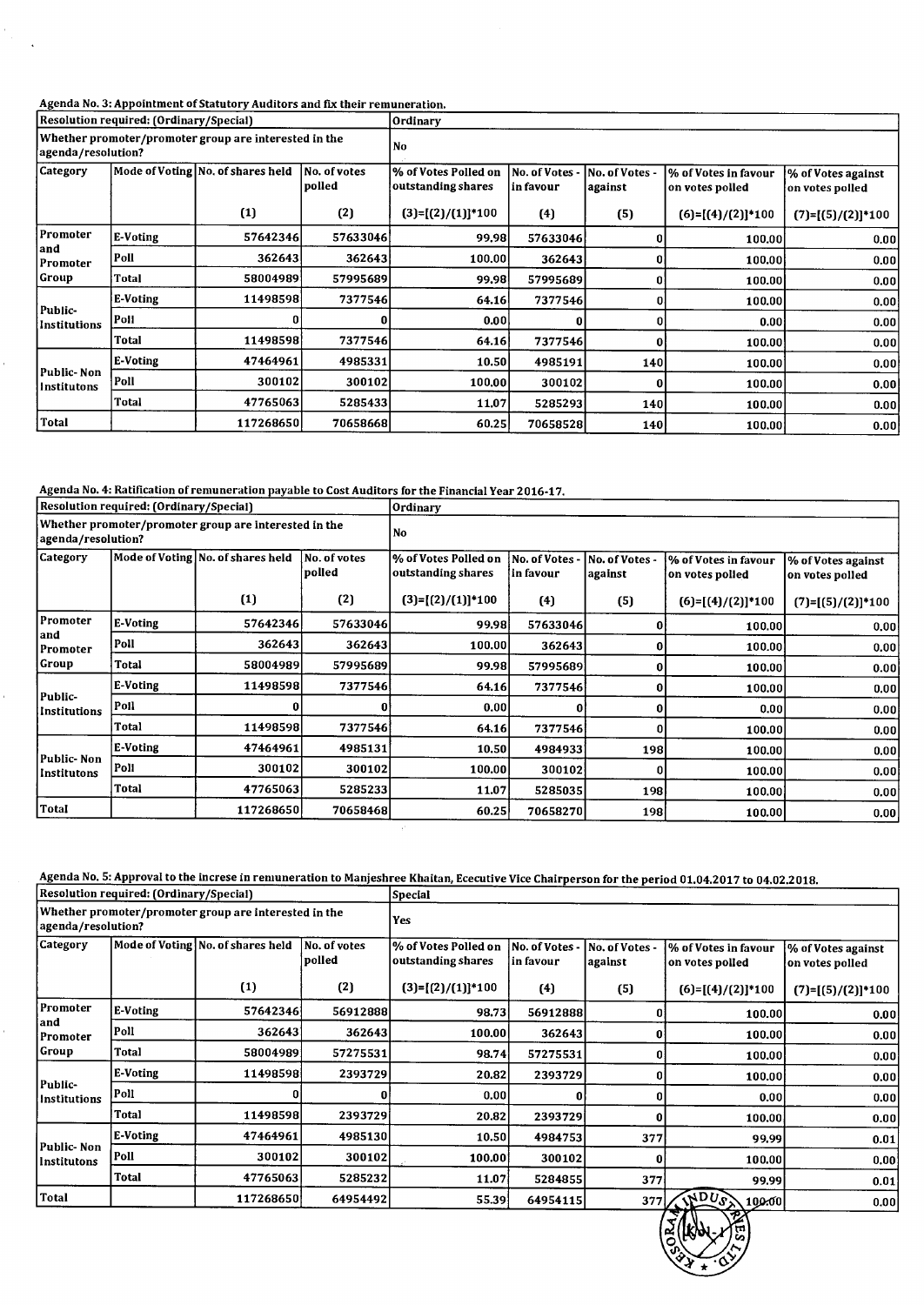**Agenda No. 3: Appointment of Statutory Auditors and fix their remuneration.**

| Resolution required: (Ordinary/Special) | | | | Ordinary | | | | |
|---|---|---|---|---|---|---|---|---|
| Whether promoter/promoter group are interested in the agenda/resolution? | | | | No | | | | |
| Category | Mode of Voting | No. of shares held | No. of votes polled | % of Votes Polled on outstanding shares | No. of Votes - in favour | No. of Votes - against | % of Votes in favour on votes polled | % of Votes against on votes polled |
| | | (1) | (2) | (3)=[(2)/(1)]*100 | (4) | (5) | (6)=[(4)/(2)]*100 | (7)=[(5)/(2)]*100 |
| Promoter and Promoter Group | E-Voting | 57642346 | 57633046 | 99.98 | 57633046 | 0 | 100.00 | 0.00 |
| | Poll | 362643 | 362643 | 100.00 | 362643 | 0 | 100.00 | 0.00 |
| | Total | 58004989 | 57995689 | 99.98 | 57995689 | 0 | 100.00 | 0.00 |
| Public-Institutions | E-Voting | 11498598 | 7377546 | 64.16 | 7377546 | 0 | 100.00 | 0.00 |
| | Poll | 0 | 0 | 0.00 | 0 | 0 | 0.00 | 0.00 |
| | Total | 11498598 | 7377546 | 64.16 | 7377546 | 0 | 100.00 | 0.00 |
| Public- Non Institutons | E-Voting | 47464961 | 4985331 | 10.50 | 4985191 | 140 | 100.00 | 0.00 |
| | Poll | 300102 | 300102 | 100.00 | 300102 | 0 | 100.00 | 0.00 |
| | Total | 47765063 | 5285433 | 11.07 | 5285293 | 140 | 100.00 | 0.00 |
| Total | | 117268650 | 70658668 | 60.25 | 70658528 | 140 | 100.00 | 0.00 |

**Agenda No. 4: Ratification of remuneration payable to Cost Auditors for the Financial Year 2016-17.**

| Resolution required: (Ordinary/Special) | | | | Ordinary | | | | |
|---|---|---|---|---|---|---|---|---|
| Whether promoter/promoter group are interested in the agenda/resolution? | | | | No | | | | |
| Category | Mode of Voting | No. of shares held | No. of votes polled | % of Votes Polled on outstanding shares | No. of Votes - in favour | No. of Votes - against | % of Votes in favour on votes polled | % of Votes against on votes polled |
| | | (1) | (2) | (3)=[(2)/(1)]*100 | (4) | (5) | (6)=[(4)/(2)]*100 | (7)=[(5)/(2)]*100 |
| Promoter and Promoter Group | E-Voting | 57642346 | 57633046 | 99.98 | 57633046 | 0 | 100.00 | 0.00 |
| | Poll | 362643 | 362643 | 100.00 | 362643 | 0 | 100.00 | 0.00 |
| | Total | 58004989 | 57995689 | 99.98 | 57995689 | 0 | 100.00 | 0.00 |
| Public-Institutions | E-Voting | 11498598 | 7377546 | 64.16 | 7377546 | 0 | 100.00 | 0.00 |
| | Poll | 0 | 0 | 0.00 | 0 | 0 | 0.00 | 0.00 |
| | Total | 11498598 | 7377546 | 64.16 | 7377546 | 0 | 100.00 | 0.00 |
| Public- Non Institutons | E-Voting | 47464961 | 4985131 | 10.50 | 4984933 | 198 | 100.00 | 0.00 |
| | Poll | 300102 | 300102 | 100.00 | 300102 | 0 | 100.00 | 0.00 |
| | Total | 47765063 | 5285233 | 11.07 | 5285035 | 198 | 100.00 | 0.00 |
| Total | | 117268650 | 70658468 | 60.25 | 70658270 | 198 | 100.00 | 0.00 |

**Agenda No. 5: Approval to the increse in remuneration to Manjeshree Khaitan, Ececutive Vice Chairperson for the period 01.04.2017 to 04.02.2018.**

| Resolution required: (Ordinary/Special) | | | | Special | | | | |
|---|---|---|---|---|---|---|---|---|
| Whether promoter/promoter group are interested in the agenda/resolution? | | | | Yes | | | | |
| Category | Mode of Voting | No. of shares held | No. of votes polled | % of Votes Polled on outstanding shares | No. of Votes - in favour | No. of Votes - against | % of Votes in favour on votes polled | % of Votes against on votes polled |
| | | (1) | (2) | (3)=[(2)/(1)]*100 | (4) | (5) | (6)=[(4)/(2)]*100 | (7)=[(5)/(2)]*100 |
| Promoter and Promoter Group | E-Voting | 57642346 | 56912888 | 98.73 | 56912888 | 0 | 100.00 | 0.00 |
| | Poll | 362643 | 362643 | 100.00 | 362643 | 0 | 100.00 | 0.00 |
| | Total | 58004989 | 57275531 | 98.74 | 57275531 | 0 | 100.00 | 0.00 |
| Public-Institutions | E-Voting | 11498598 | 2393729 | 20.82 | 2393729 | 0 | 100.00 | 0.00 |
| | Poll | 0 | 0 | 0.00 | 0 | 0 | 0.00 | 0.00 |
| | Total | 11498598 | 2393729 | 20.82 | 2393729 | 0 | 100.00 | 0.00 |
| Public- Non Institutons | E-Voting | 47464961 | 4985130 | 10.50 | 4984753 | 377 | 99.99 | 0.01 |
| | Poll | 300102 | 300102 | 100.00 | 300102 | 0 | 100.00 | 0.00 |
| | Total | 47765063 | 5285232 | 11.07 | 5284855 | 377 | 99.99 | 0.01 |
| Total | | 117268650 | 64954492 | 55.39 | 64954115 | 377 | 100.00 | 0.00 |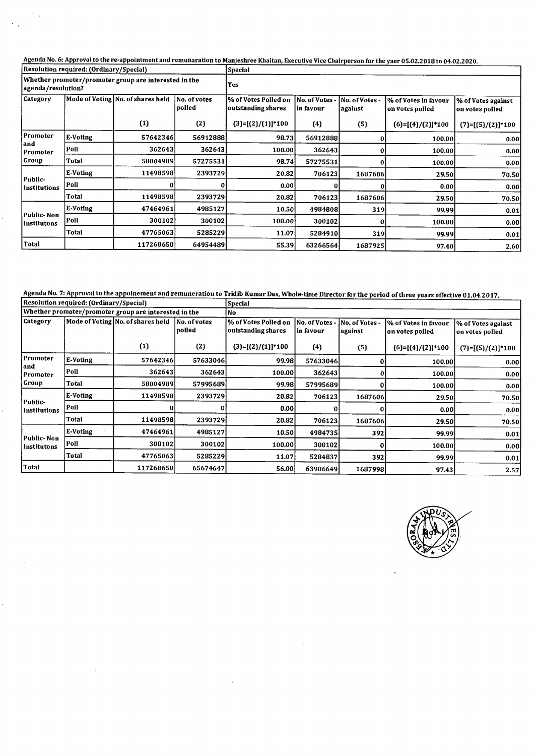Agenda No. 6: Approval to the re-appointment and remunaration to Manjeshree Khaitan, Executive Vice Chairperson for the yaer 05.02.2018 to 04.02.2020.

| Resolution required: (Ordinary/Special) | | | | Special | | | | |
|---|---|---|---|---|---|---|---|---|
| Whether promoter/promoter group are interested in the agenda/resolution? | | | | Yes | | | | |
| Category | Mode of Voting | No. of shares held | No. of votes polled | % of Votes Polled on outstanding shares | No. of Votes - in favour | No. of Votes - against | % of Votes in favour on votes polled | % of Votes against on votes polled |
| | | (1) | (2) | (3)=[(2)/(1)]*100 | (4) | (5) | (6)=[(4)/(2)]*100 | (7)=[(5)/(2)]*100 |
| Promoter and Promoter Group | E-Voting | 57642346 | 56912888 | 98.73 | 56912888 | 0 | 100.00 | 0.00 |
| | Poll | 362643 | 362643 | 100.00 | 362643 | 0 | 100.00 | 0.00 |
| | Total | 58004989 | 57275531 | 98.74 | 57275531 | 0 | 100.00 | 0.00 |
| Public-Institutions | E-Voting | 11498598 | 2393729 | 20.82 | 706123 | 1687606 | 29.50 | 70.50 |
| | Poll | 0 | 0 | 0.00 | 0 | 0 | 0.00 | 0.00 |
| | Total | 11498598 | 2393729 | 20.82 | 706123 | 1687606 | 29.50 | 70.50 |
| Public- Non Institutons | E-Voting | 47464961 | 4985127 | 10.50 | 4984808 | 319 | 99.99 | 0.01 |
| | Poll | 300102 | 300102 | 100.00 | 300102 | 0 | 100.00 | 0.00 |
| | Total | 47765063 | 5285229 | 11.07 | 5284910 | 319 | 99.99 | 0.01 |
| Total | | 117268650 | 64954489 | 55.39 | 63266564 | 1687925 | 97.40 | 2.60 |

Agenda No. 7: Approval to the appoinement and remuneration to Tridib Kumar Das, Whole-time Director for the period of three years effective 01.04.2017.

| Resolution required: (Ordinary/Special) | | | | Special | | | | |
|---|---|---|---|---|---|---|---|---|
| Whether promoter/promoter group are interested in the | | | | No | | | | |
| Category | Mode of Voting | No. of shares held | No. of votes polled | % of Votes Polled on outstanding shares | No. of Votes - in favour | No. of Votes - against | % of Votes in favour on votes polled | % of Votes against on votes polled |
| | | (1) | (2) | (3)=[(2)/(1)]*100 | (4) | (5) | (6)=[(4)/(2)]*100 | (7)=[(5)/(2)]*100 |
| Promoter and Promoter Group | E-Voting | 57642346 | 57633046 | 99.98 | 57633046 | 0 | 100.00 | 0.00 |
| | Poll | 362643 | 362643 | 100.00 | 362643 | 0 | 100.00 | 0.00 |
| | Total | 58004989 | 57995689 | 99.98 | 57995689 | 0 | 100.00 | 0.00 |
| Public-Institutions | E-Voting | 11498598 | 2393729 | 20.82 | 706123 | 1687606 | 29.50 | 70.50 |
| | Poll | 0 | 0 | 0.00 | 0 | 0 | 0.00 | 0.00 |
| | Total | 11498598 | 2393729 | 20.82 | 706123 | 1687606 | 29.50 | 70.50 |
| Public- Non Institutons | E-Voting | 47464961 | 4985127 | 10.50 | 4984735 | 392 | 99.99 | 0.01 |
| | Poll | 300102 | 300102 | 100.00 | 300102 | 0 | 100.00 | 0.00 |
| | Total | 47765063 | 5285229 | 11.07 | 5284837 | 392 | 99.99 | 0.01 |
| Total | | 117268650 | 65674647 | 56.00 | 63986649 | 1687998 | 97.43 | 2.57 |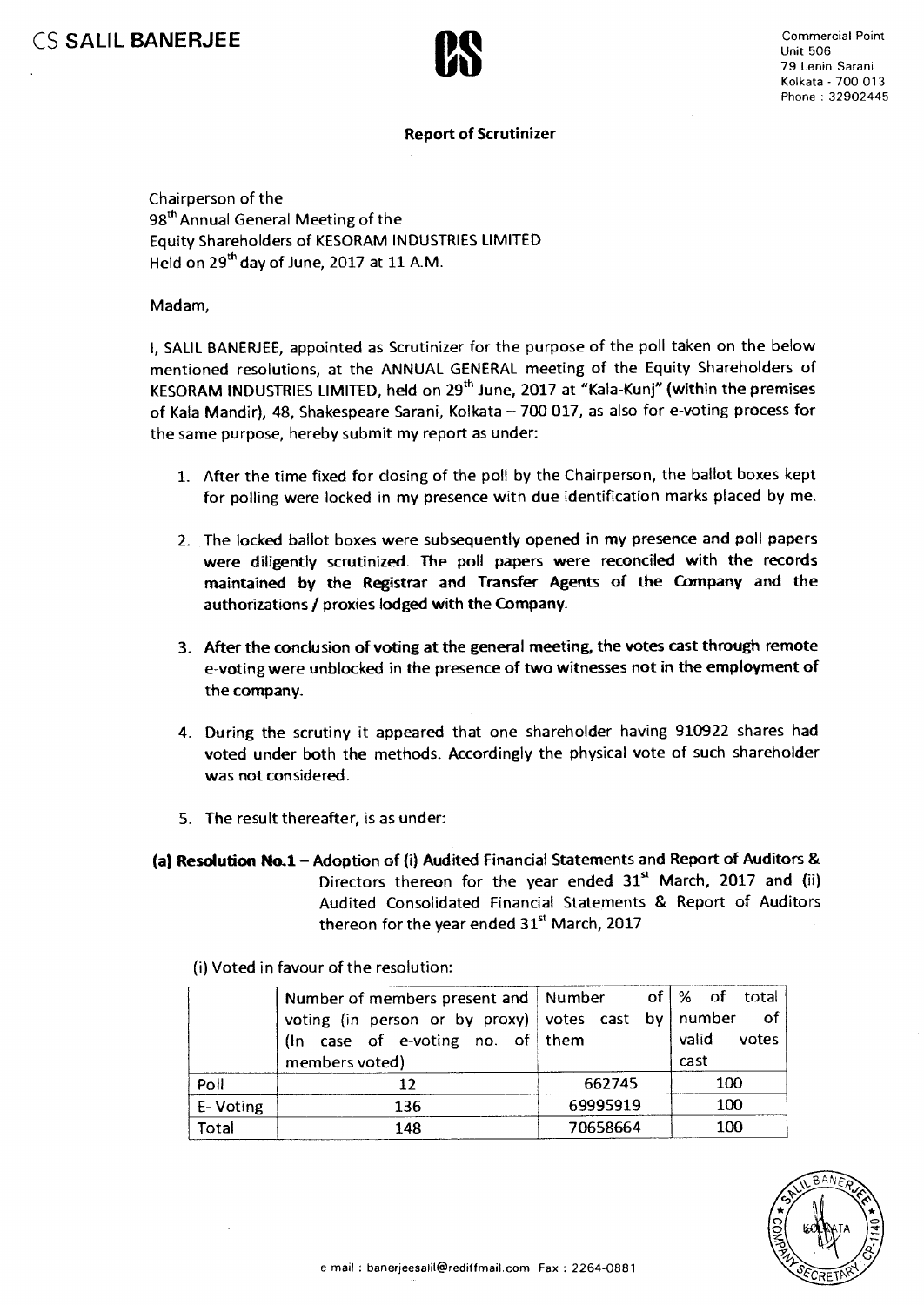# CS SALIL BANERJEE

Commercial Point
Unit 506
79 Lenin Sarani
Kolkata - 700 013
Phone : 32902445

**Report of Scrutinizer**

Chairperson of the
98th Annual General Meeting of the
Equity Shareholders of KESORAM INDUSTRIES LIMITED
Held on 29th day of June, 2017 at 11 A.M.

Madam,

I, SALIL BANERJEE, appointed as Scrutinizer for the purpose of the poll taken on the below mentioned resolutions, at the ANNUAL GENERAL meeting of the Equity Shareholders of KESORAM INDUSTRIES LIMITED, held on 29th June, 2017 at "Kala-Kunj" (within the premises of Kala Mandir), 48, Shakespeare Sarani, Kolkata – 700 017, as also for e-voting process for the same purpose, hereby submit my report as under:

1. After the time fixed for closing of the poll by the Chairperson, the ballot boxes kept for polling were locked in my presence with due identification marks placed by me.
2. The locked ballot boxes were subsequently opened in my presence and poll papers were diligently scrutinized. The poll papers were reconciled with the records maintained by the Registrar and Transfer Agents of the Company and the authorizations / proxies lodged with the Company.
3. After the conclusion of voting at the general meeting, the votes cast through remote e-voting were unblocked in the presence of two witnesses not in the employment of the company.
4. During the scrutiny it appeared that one shareholder having 910922 shares had voted under both the methods. Accordingly the physical vote of such shareholder was not considered.
5. The result thereafter, is as under:

**(a) Resolution No.1** – Adoption of (i) Audited Financial Statements and Report of Auditors & Directors thereon for the year ended 31st March, 2017 and (ii) Audited Consolidated Financial Statements & Report of Auditors thereon for the year ended 31st March, 2017

(i) Voted in favour of the resolution:

| | Number of members present and voting (in person or by proxy) (In case of e-voting no. of members voted) | Number of votes cast by them | % of total number of valid votes cast |
|---|---|---|---|
| Poll | 12 | 662745 | 100 |
| E- Voting | 136 | 69995919 | 100 |
| Total | 148 | 70658664 | 100 |

e-mail : banerjeesalil@rediffmail.com Fax : 2264-0881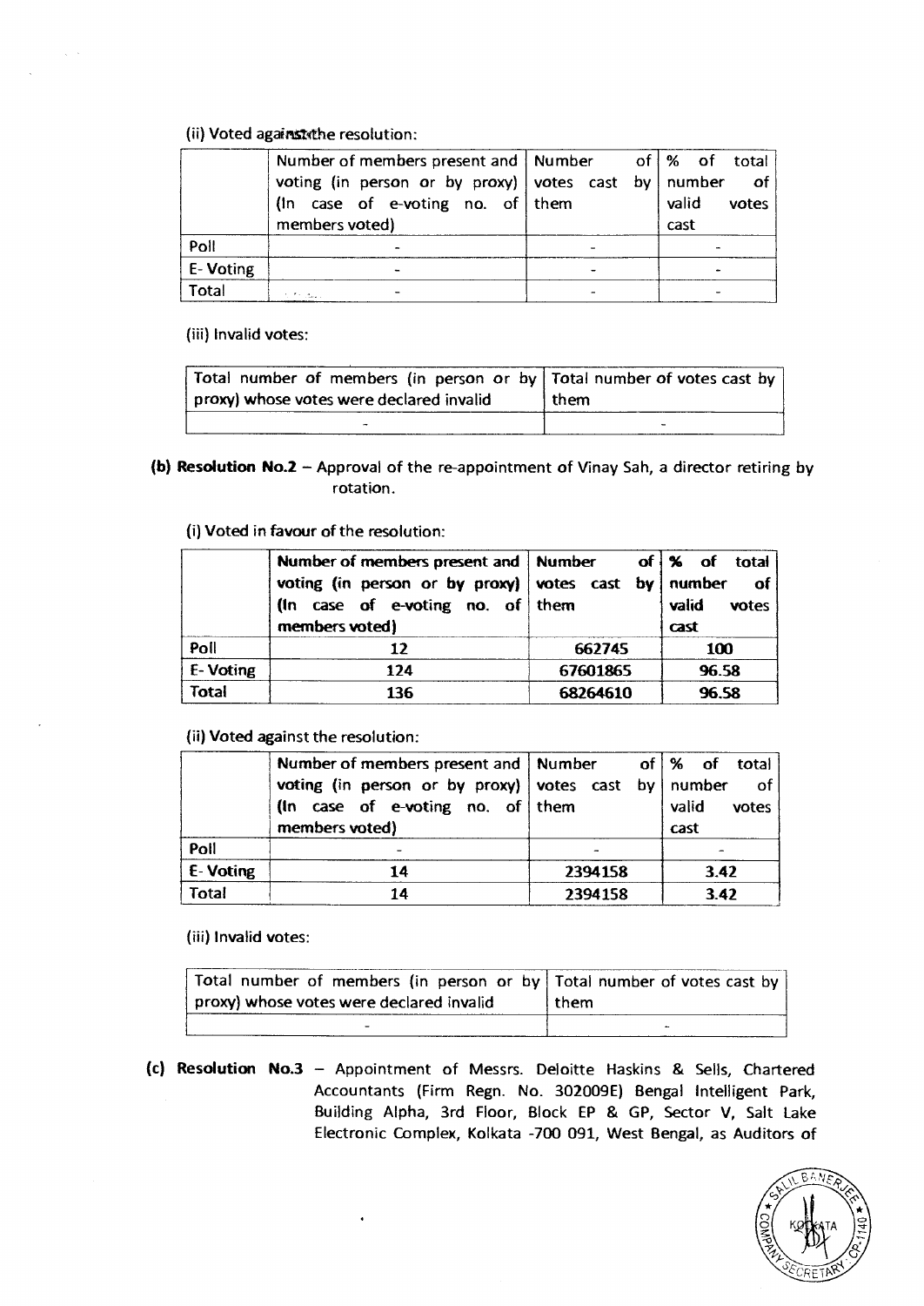(ii) Voted against the resolution:

| | Number of members present and voting (in person or by proxy) (In case of e-voting no. of members voted) | Number of votes cast by them | % of total number of valid votes cast |
|---|---|---|---|
| Poll | - | - | - |
| E- Voting | - | - | - |
| Total | - | - | - |

(iii) Invalid votes:

| Total number of members (in person or by proxy) whose votes were declared invalid | Total number of votes cast by them |
|---|---|
| - | - |

**(b) Resolution No.2** – Approval of the re-appointment of Vinay Sah, a director retiring by rotation.

(i) Voted in favour of the resolution:

| | **Number of members present and voting (in person or by proxy) (In case of e-voting no. of members voted)** | **Number of votes cast by them** | **% of total number of valid votes cast** |
|---|---|---|---|
| Poll | 12 | 662745 | 100 |
| E- Voting | 124 | 67601865 | 96.58 |
| **Total** | **136** | **68264610** | **96.58** |

(ii) Voted against the resolution:

| | **Number of members present and voting (in person or by proxy) (In case of e-voting no. of members voted)** | Number of votes cast by them | % of total number of valid votes cast |
|---|---|---|---|
| Poll | - | - | - |
| E- Voting | 14 | 2394158 | 3.42 |
| Total | 14 | 2394158 | 3.42 |

(iii) Invalid votes:

| Total number of members (in person or by proxy) whose votes were declared invalid | Total number of votes cast by them |
|---|---|
| - | - |

**(c) Resolution No.3** – Appointment of Messrs. Deloitte Haskins & Sells, Chartered Accountants (Firm Regn. No. 302009E) Bengal Intelligent Park, Building Alpha, 3rd Floor, Block EP & GP, Sector V, Salt Lake Electronic Complex, Kolkata -700 091, West Bengal, as Auditors of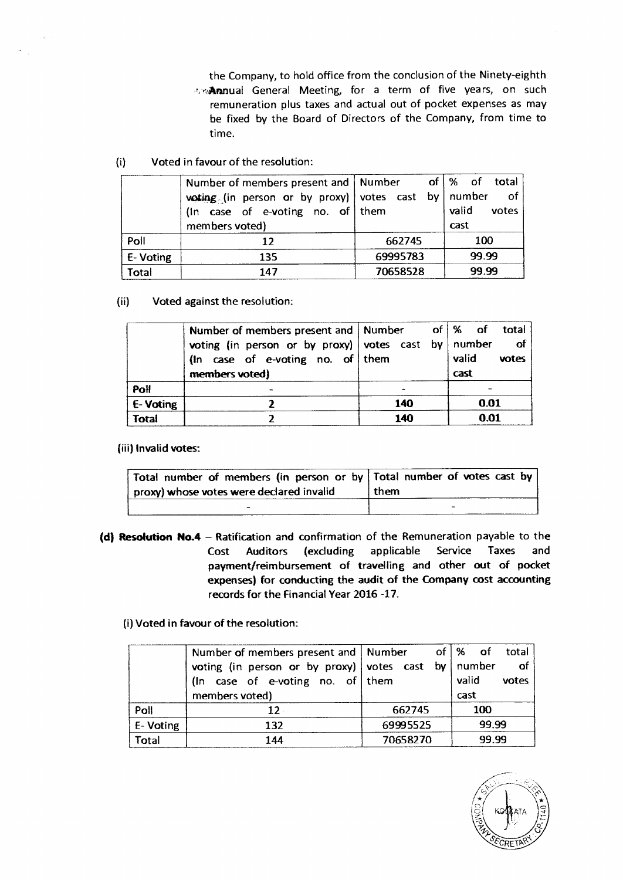the Company, to hold office from the conclusion of the Ninety-eighth Annual General Meeting, for a term of five years, on such remuneration plus taxes and actual out of pocket expenses as may be fixed by the Board of Directors of the Company, from time to time.

(i) Voted in favour of the resolution:

| | Number of members present and voting (in person or by proxy) (In case of e-voting no. of members voted) | Number of votes cast by them | % of total number of valid votes cast |
|---|---|---|---|
| Poll | 12 | 662745 | 100 |
| E- Voting | 135 | 69995783 | 99.99 |
| Total | 147 | 70658528 | 99.99 |

(ii) Voted against the resolution:

| | Number of members present and voting (in person or by proxy) (In case of e-voting no. of members voted) | Number of votes cast by them | % of total number of valid votes cast |
|---|---|---|---|
| **Poll** | - | - | - |
| **E- Voting** | **2** | **140** | **0.01** |
| **Total** | **2** | **140** | **0.01** |

**(iii) Invalid votes:**

| Total number of members (in person or by proxy) whose votes were declared invalid | Total number of votes cast by them |
|---|---|
| - | - |

**(d) Resolution No.4** – Ratification and confirmation of the Remuneration payable to the Cost Auditors (excluding applicable Service Taxes and payment/reimbursement of travelling and other out of pocket expenses) for conducting the audit of the Company cost accounting records for the Financial Year 2016 -17.

(i) Voted in favour of the resolution:

| | Number of members present and voting (in person or by proxy) (In case of e-voting no. of members voted) | Number of votes cast by them | % of total number of valid votes cast |
|---|---|---|---|
| Poll | 12 | 662745 | 100 |
| E- Voting | 132 | 69995525 | 99.99 |
| Total | 144 | 70658270 | 99.99 |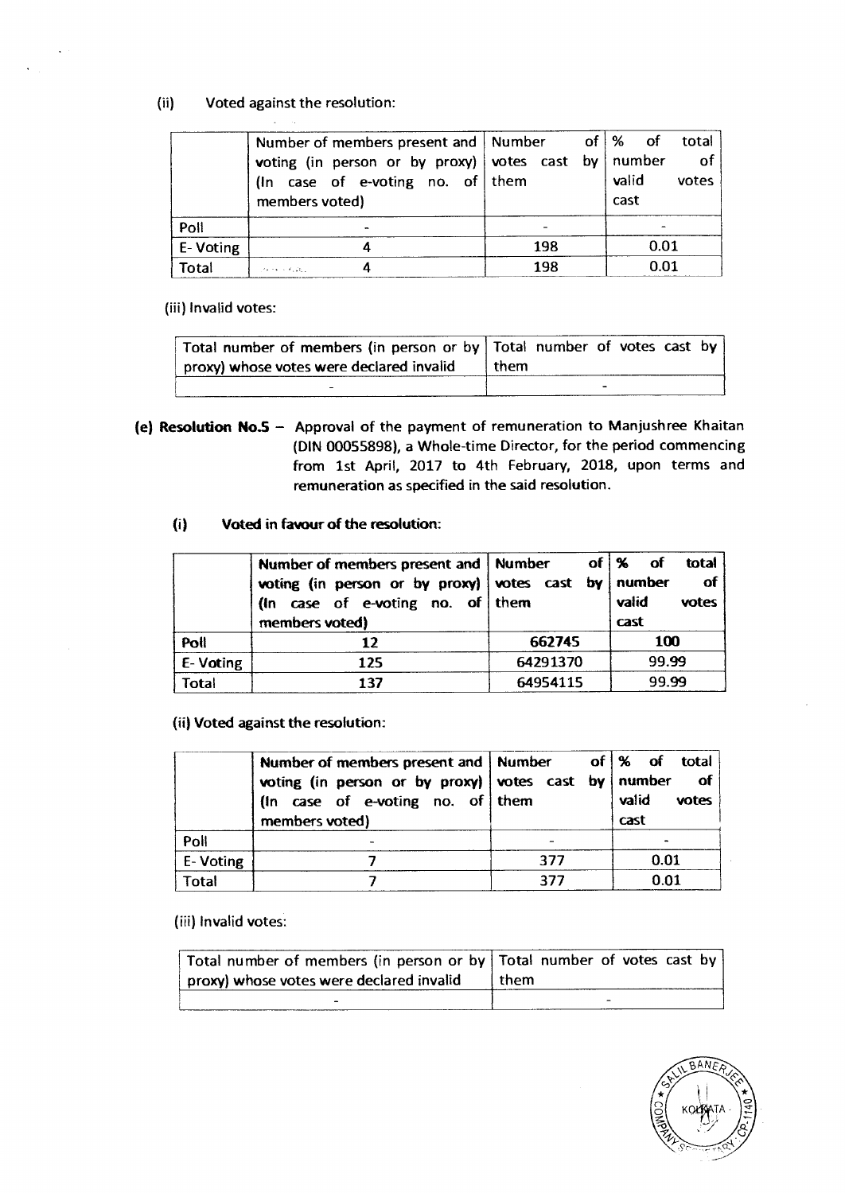(ii) Voted against the resolution:

| | Number of members present and voting (in person or by proxy) (In case of e-voting no. of members voted) | Number of votes cast by them | % of total number of valid votes cast |
|---|---|---|---|
| Poll | - | - | - |
| E- Voting | 4 | 198 | 0.01 |
| Total | 4 | 198 | 0.01 |

(iii) Invalid votes:

| Total number of members (in person or by proxy) whose votes were declared invalid | Total number of votes cast by them |
|---|---|
| - | - |

**(e) Resolution No.5** – Approval of the payment of remuneration to Manjushree Khaitan (DIN 00055898), a Whole-time Director, for the period commencing from 1st April, 2017 to 4th February, 2018, upon terms and remuneration as specified in the said resolution.

**(i) Voted in favour of the resolution:**

| | **Number of members present and voting (in person or by proxy) (In case of e-voting no. of members voted)** | **Number of votes cast by them** | **% of total number of valid votes cast** |
|---|---|---|---|
| **Poll** | **12** | **662745** | **100** |
| **E- Voting** | **125** | **64291370** | **99.99** |
| Total | **137** | **64954115** | **99.99** |

**(ii) Voted against the resolution:**

| | **Number of members present and voting (in person or by proxy) (In case of e-voting no. of members voted)** | **Number of votes cast by them** | **% of total number of valid votes cast** |
|---|---|---|---|
| Poll | - | - | - |
| E- Voting | 7 | 377 | 0.01 |
| Total | 7 | 377 | 0.01 |

(iii) Invalid votes:

| Total number of members (in person or by proxy) whose votes were declared invalid | Total number of votes cast by them |
|---|---|
| - | - |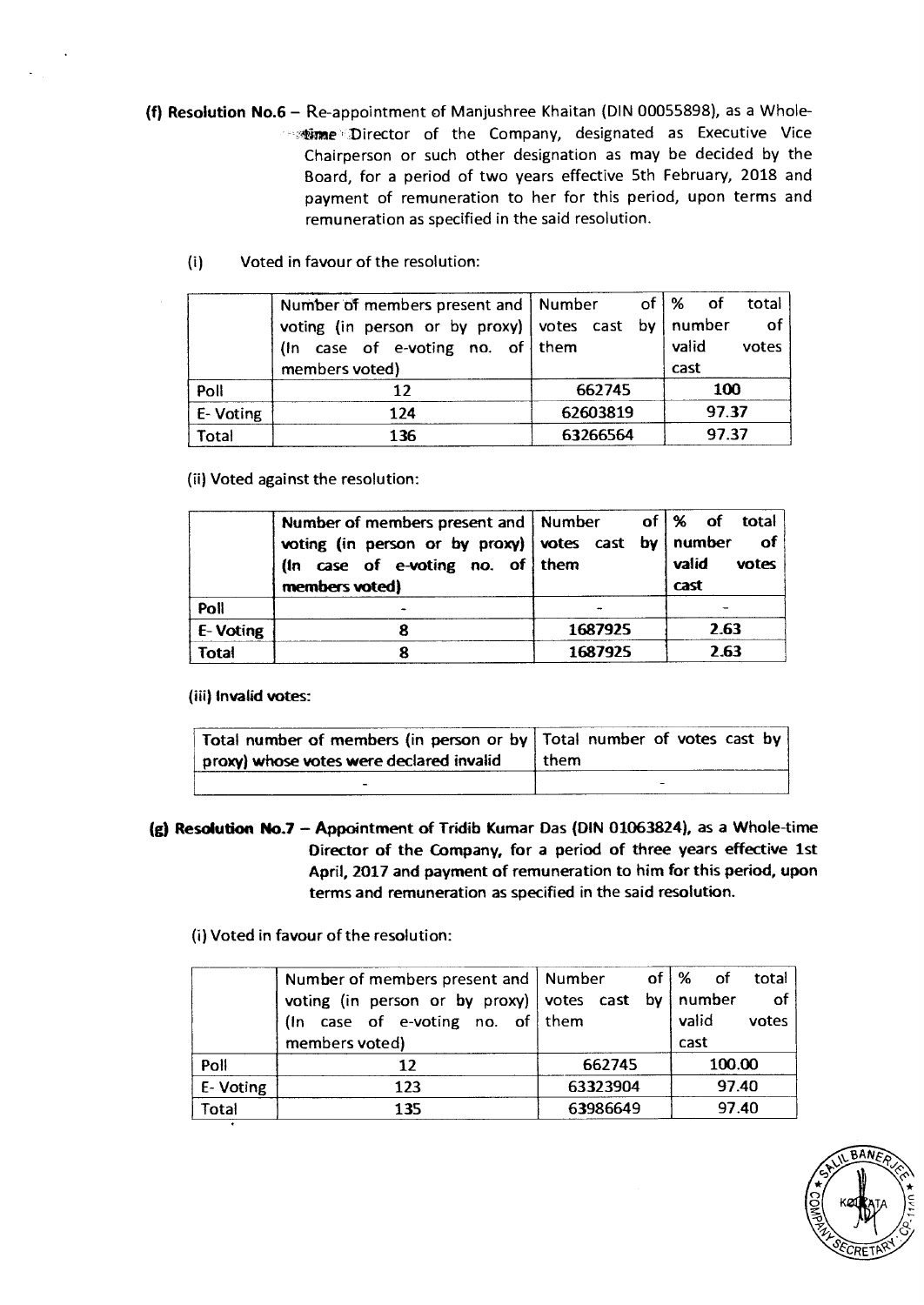**(f) Resolution No.6** – Re-appointment of Manjushree Khaitan (DIN 00055898), as a Whole-time Director of the Company, designated as Executive Vice Chairperson or such other designation as may be decided by the Board, for a period of two years effective 5th February, 2018 and payment of remuneration to her for this period, upon terms and remuneration as specified in the said resolution.

(i) Voted in favour of the resolution:

| | Number of members present and voting (in person or by proxy) (In case of e-voting no. of members voted) | Number of votes cast by them | % of total number of valid votes cast |
|---|---|---|---|
| Poll | 12 | 662745 | 100 |
| E- Voting | 124 | 62603819 | 97.37 |
| Total | 136 | 63266564 | 97.37 |

(ii) Voted against the resolution:

| | Number of members present and voting (in person or by proxy) (In case of e-voting no. of members voted) | Number of votes cast by them | % of total number of valid votes cast |
|---|---|---|---|
| Poll | - | - | - |
| E- Voting | 8 | 1687925 | 2.63 |
| Total | 8 | 1687925 | 2.63 |

(iii) Invalid votes:

| Total number of members (in person or by proxy) whose votes were declared invalid | Total number of votes cast by them |
|---|---|
| - | - |

**(g) Resolution No.7 – Appointment of Tridib Kumar Das (DIN 01063824), as a Whole-time Director of the Company, for a period of three years effective 1st April, 2017 and payment of remuneration to him for this period, upon terms and remuneration as specified in the said resolution.**

(i) Voted in favour of the resolution:

| | Number of members present and voting (in person or by proxy) (In case of e-voting no. of members voted) | Number of votes cast by them | % of total number of valid votes cast |
|---|---|---|---|
| Poll | 12 | 662745 | 100.00 |
| E- Voting | 123 | 63323904 | 97.40 |
| Total | 135 | 63986649 | 97.40 |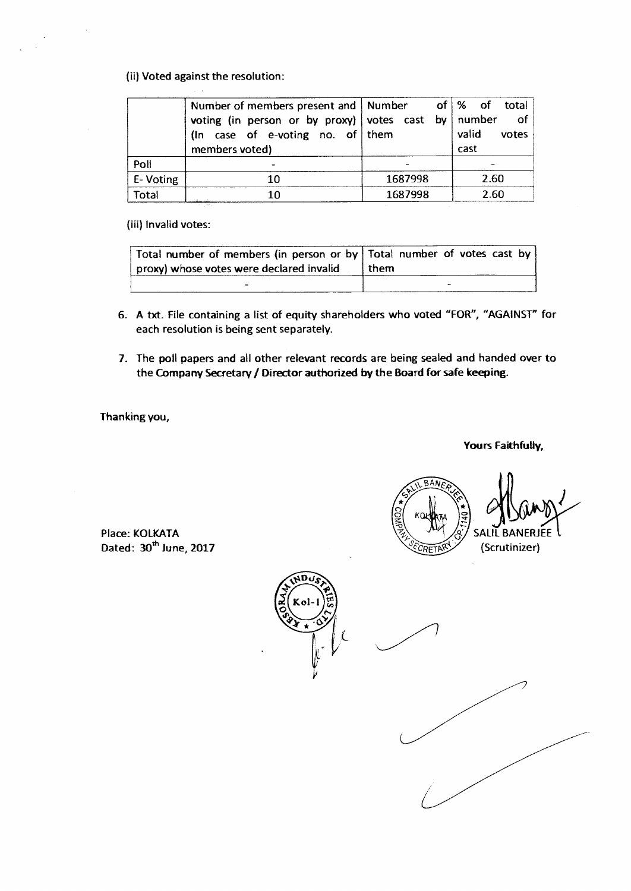(ii) Voted against the resolution:

| | Number of members present and voting (in person or by proxy) (In case of e-voting no. of members voted) | Number of votes cast by them | % of total number of valid votes cast |
|---|---|---|---|
| Poll | - | - | - |
| E- Voting | 10 | 1687998 | 2.60 |
| Total | 10 | 1687998 | 2.60 |

(iii) Invalid votes:

| Total number of members (in person or by proxy) whose votes were declared invalid | Total number of votes cast by them |
|---|---|
| - | - |

6. A txt. File containing a list of equity shareholders who voted "FOR", "AGAINST" for each resolution is being sent separately.

7. The poll papers and all other relevant records are being sealed and handed over to the Company Secretary / Director authorized by the Board for safe keeping.

Thanking you,

**Yours Faithfully,**

SALIL BANERJEE
(Scrutinizer)

Place: KOLKATA
Dated: 30th June, 2017